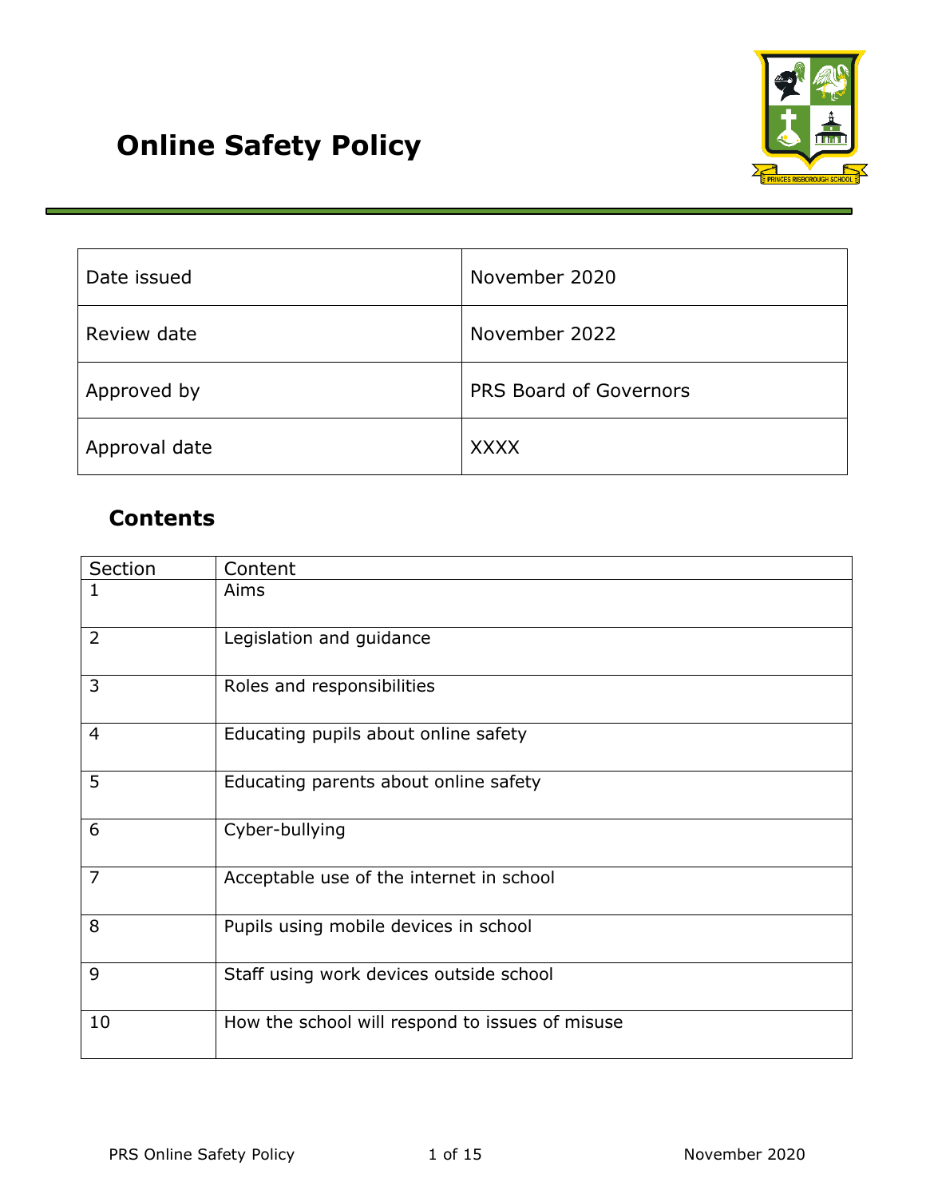# Online Safety Policy

| | |
|---|---|
| Date issued | November 2020 |
| Review date | November 2022 |
| Approved by | PRS Board of Governors |
| Approval date | XXXX |

## Contents

| Section | Content |
|---|---|
| 1 | Aims |
| 2 | Legislation and guidance |
| 3 | Roles and responsibilities |
| 4 | Educating pupils about online safety |
| 5 | Educating parents about online safety |
| 6 | Cyber-bullying |
| 7 | Acceptable use of the internet in school |
| 8 | Pupils using mobile devices in school |
| 9 | Staff using work devices outside school |
| 10 | How the school will respond to issues of misuse |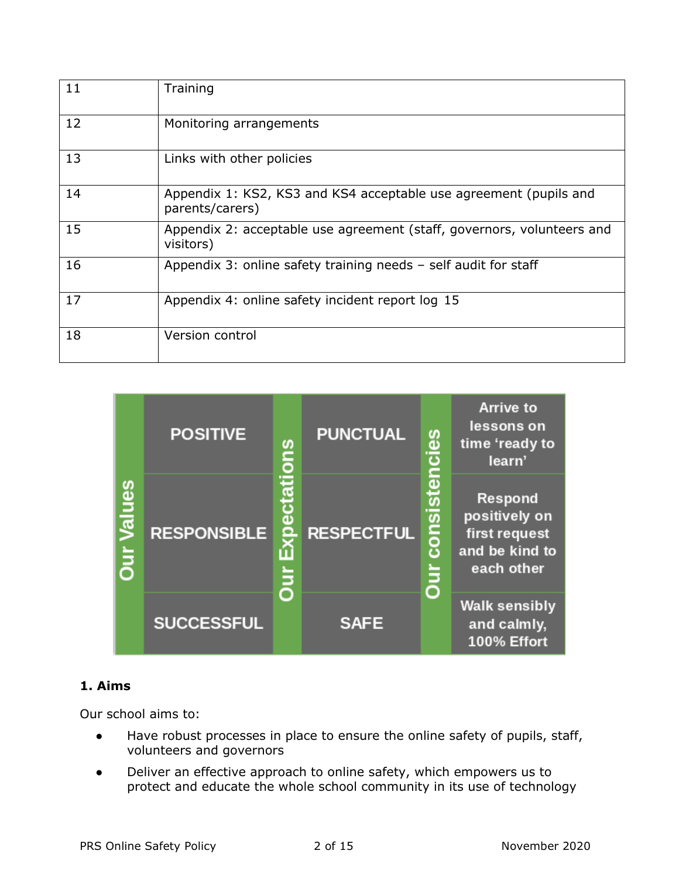| 11 | Training |
|---|---|
| 12 | Monitoring arrangements |
| 13 | Links with other policies |
| 14 | Appendix 1: KS2, KS3 and KS4 acceptable use agreement (pupils and parents/carers) |
| 15 | Appendix 2: acceptable use agreement (staff, governors, volunteers and visitors) |
| 16 | Appendix 3: online safety training needs – self audit for staff |
| 17 | Appendix 4: online safety incident report log 15 |
| 18 | Version control |

| Our Values | | Our Expectations | | Our consistencies | |
|---|---|---|---|---|---|
| | POSITIVE | | PUNCTUAL | | Arrive to lessons on time 'ready to learn' |
| | RESPONSIBLE | | RESPECTFUL | | Respond positively on first request and be kind to each other |
| | SUCCESSFUL | | SAFE | | Walk sensibly and calmly, 100% Effort |

## 1. Aims

Our school aims to:

- Have robust processes in place to ensure the online safety of pupils, staff, volunteers and governors
- Deliver an effective approach to online safety, which empowers us to protect and educate the whole school community in its use of technology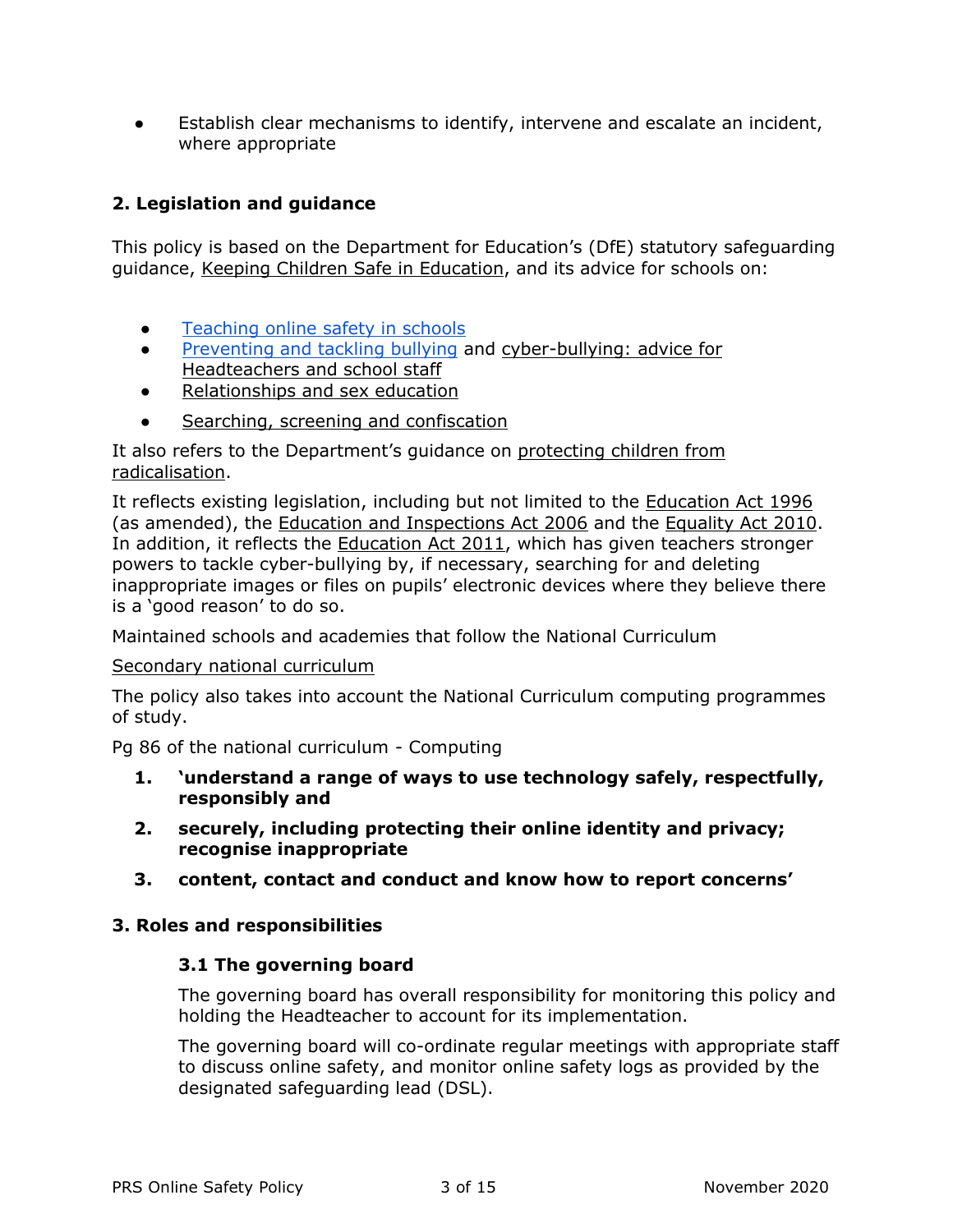- Establish clear mechanisms to identify, intervene and escalate an incident, where appropriate

## 2. Legislation and guidance

This policy is based on the Department for Education's (DfE) statutory safeguarding guidance, Keeping Children Safe in Education, and its advice for schools on:

- Teaching online safety in schools
- Preventing and tackling bullying and cyber-bullying: advice for Headteachers and school staff
- Relationships and sex education
- Searching, screening and confiscation

It also refers to the Department's guidance on protecting children from radicalisation.

It reflects existing legislation, including but not limited to the Education Act 1996 (as amended), the Education and Inspections Act 2006 and the Equality Act 2010. In addition, it reflects the Education Act 2011, which has given teachers stronger powers to tackle cyber-bullying by, if necessary, searching for and deleting inappropriate images or files on pupils' electronic devices where they believe there is a 'good reason' to do so.

Maintained schools and academies that follow the National Curriculum

Secondary national curriculum

The policy also takes into account the National Curriculum computing programmes of study.

Pg 86 of the national curriculum - Computing

1. **'understand a range of ways to use technology safely, respectfully, responsibly and**
2. **securely, including protecting their online identity and privacy; recognise inappropriate**
3. **content, contact and conduct and know how to report concerns'**

## 3. Roles and responsibilities

### 3.1 The governing board

The governing board has overall responsibility for monitoring this policy and holding the Headteacher to account for its implementation.

The governing board will co-ordinate regular meetings with appropriate staff to discuss online safety, and monitor online safety logs as provided by the designated safeguarding lead (DSL).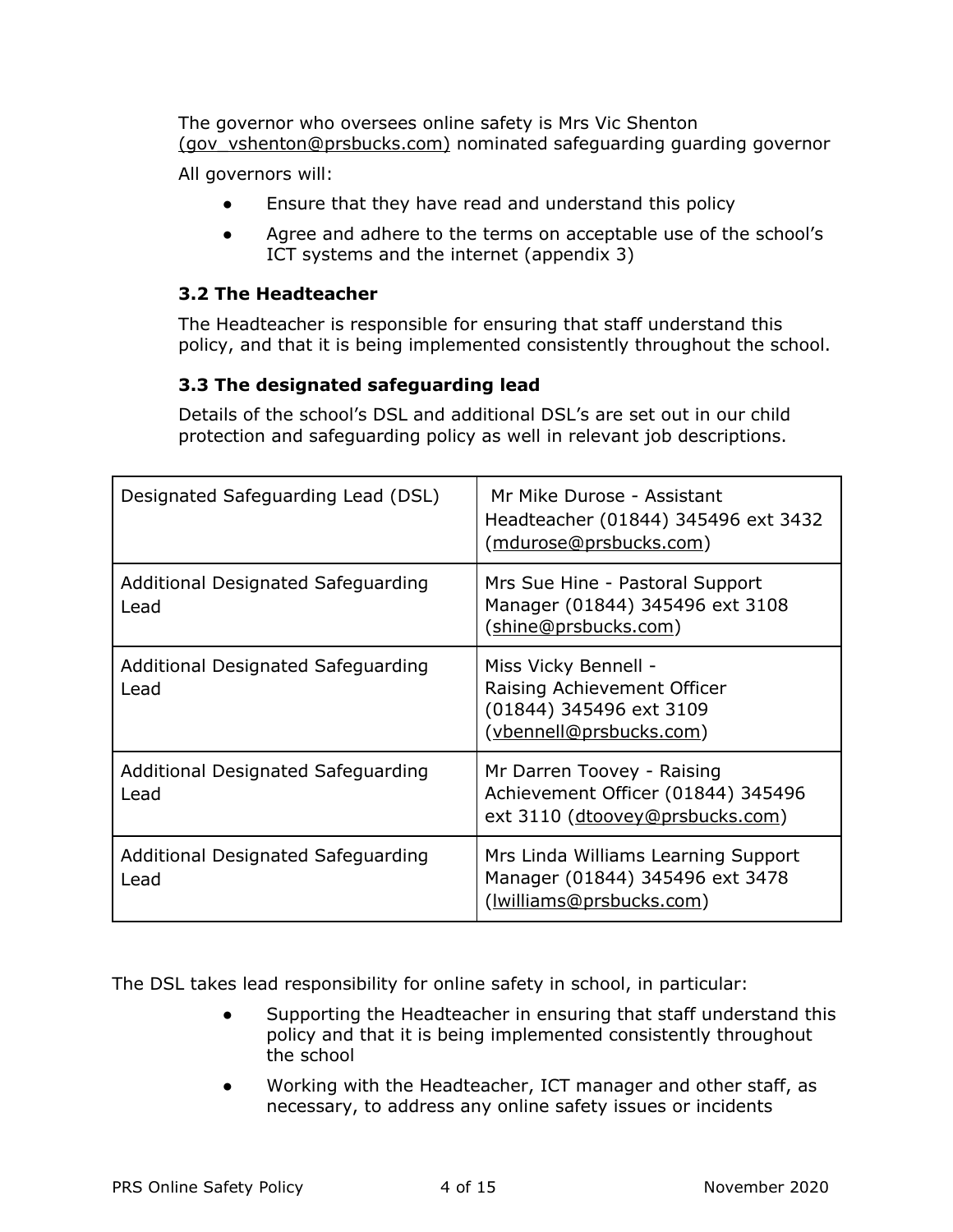The governor who oversees online safety is Mrs Vic Shenton (gov_vshenton@prsbucks.com) nominated safeguarding guarding governor

All governors will:

- Ensure that they have read and understand this policy
- Agree and adhere to the terms on acceptable use of the school's ICT systems and the internet (appendix 3)

### 3.2 The Headteacher

The Headteacher is responsible for ensuring that staff understand this policy, and that it is being implemented consistently throughout the school.

### 3.3 The designated safeguarding lead

Details of the school's DSL and additional DSL's are set out in our child protection and safeguarding policy as well in relevant job descriptions.

| Designated Safeguarding Lead (DSL) | Mr Mike Durose - Assistant Headteacher (01844) 345496 ext 3432 (mdurose@prsbucks.com) |
|---|---|
| Additional Designated Safeguarding Lead | Mrs Sue Hine - Pastoral Support Manager (01844) 345496 ext 3108 (shine@prsbucks.com) |
| Additional Designated Safeguarding Lead | Miss Vicky Bennell - Raising Achievement Officer (01844) 345496 ext 3109 (vbennell@prsbucks.com) |
| Additional Designated Safeguarding Lead | Mr Darren Toovey - Raising Achievement Officer (01844) 345496 ext 3110 (dtoovey@prsbucks.com) |
| Additional Designated Safeguarding Lead | Mrs Linda Williams Learning Support Manager (01844) 345496 ext 3478 (lwilliams@prsbucks.com) |

The DSL takes lead responsibility for online safety in school, in particular:

- Supporting the Headteacher in ensuring that staff understand this policy and that it is being implemented consistently throughout the school
- Working with the Headteacher, ICT manager and other staff, as necessary, to address any online safety issues or incidents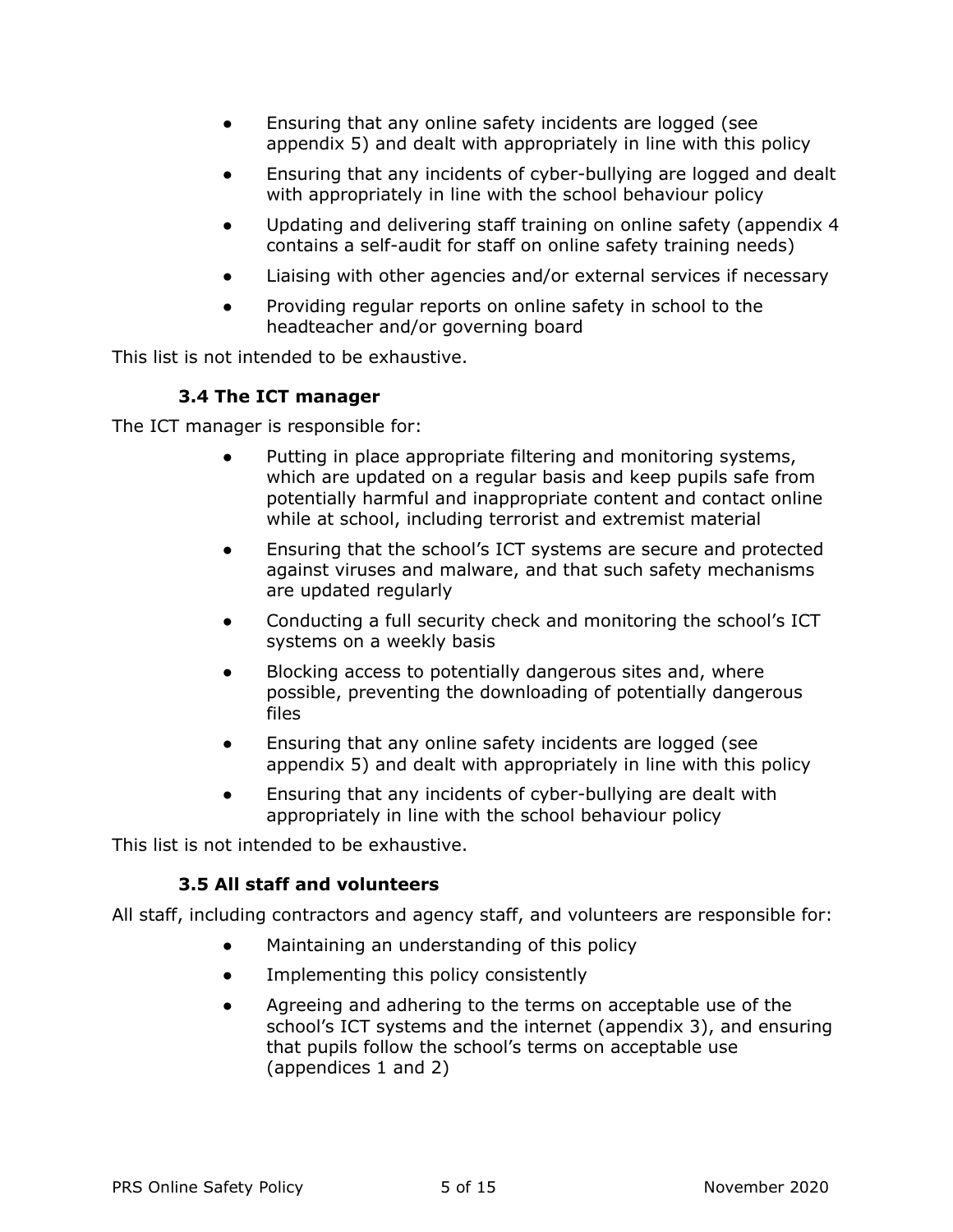- Ensuring that any online safety incidents are logged (see appendix 5) and dealt with appropriately in line with this policy
- Ensuring that any incidents of cyber-bullying are logged and dealt with appropriately in line with the school behaviour policy
- Updating and delivering staff training on online safety (appendix 4 contains a self-audit for staff on online safety training needs)
- Liaising with other agencies and/or external services if necessary
- Providing regular reports on online safety in school to the headteacher and/or governing board

This list is not intended to be exhaustive.

### 3.4 The ICT manager

The ICT manager is responsible for:

- Putting in place appropriate filtering and monitoring systems, which are updated on a regular basis and keep pupils safe from potentially harmful and inappropriate content and contact online while at school, including terrorist and extremist material
- Ensuring that the school's ICT systems are secure and protected against viruses and malware, and that such safety mechanisms are updated regularly
- Conducting a full security check and monitoring the school's ICT systems on a weekly basis
- Blocking access to potentially dangerous sites and, where possible, preventing the downloading of potentially dangerous files
- Ensuring that any online safety incidents are logged (see appendix 5) and dealt with appropriately in line with this policy
- Ensuring that any incidents of cyber-bullying are dealt with appropriately in line with the school behaviour policy

This list is not intended to be exhaustive.

### 3.5 All staff and volunteers

All staff, including contractors and agency staff, and volunteers are responsible for:

- Maintaining an understanding of this policy
- Implementing this policy consistently
- Agreeing and adhering to the terms on acceptable use of the school's ICT systems and the internet (appendix 3), and ensuring that pupils follow the school's terms on acceptable use (appendices 1 and 2)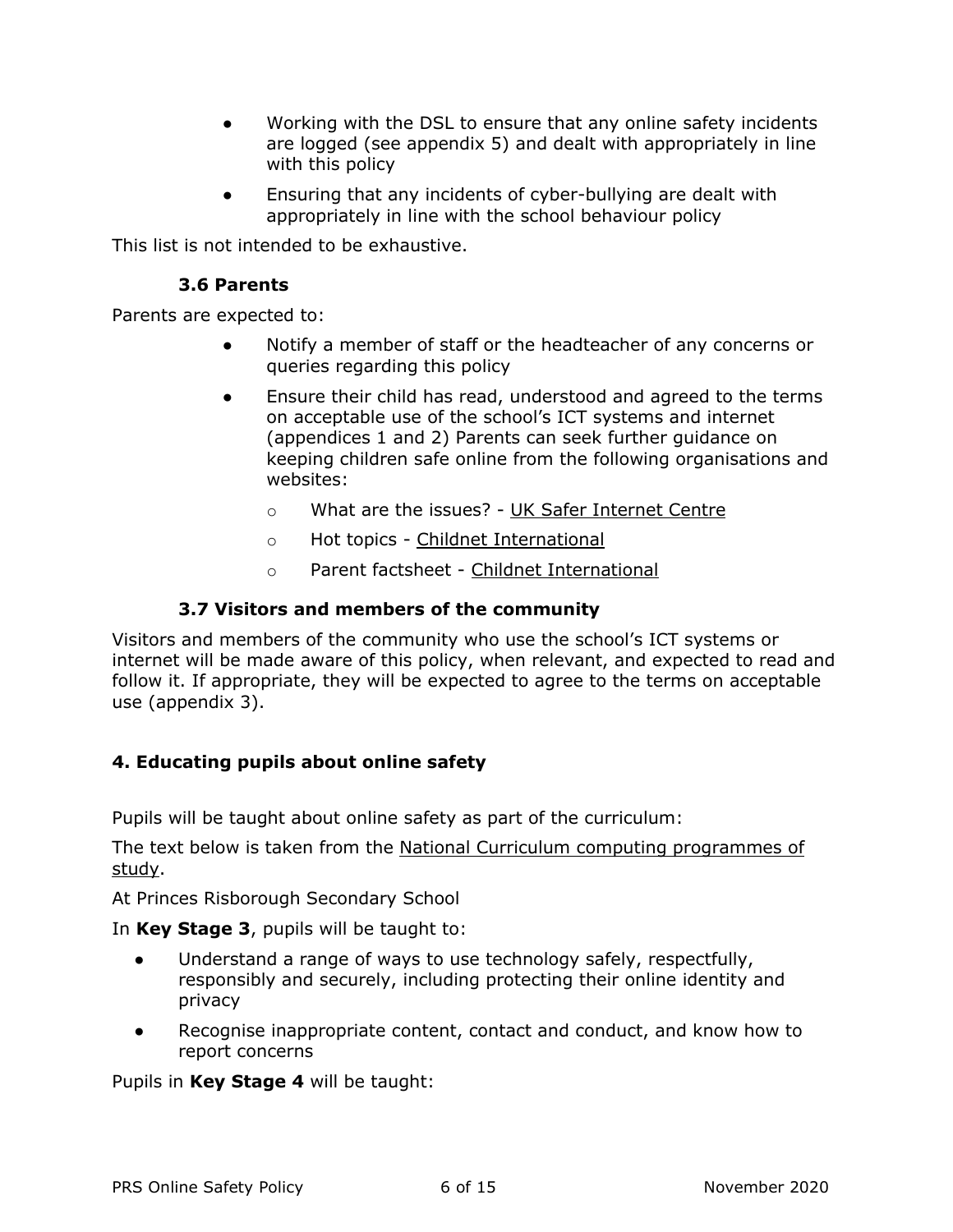- Working with the DSL to ensure that any online safety incidents are logged (see appendix 5) and dealt with appropriately in line with this policy
- Ensuring that any incidents of cyber-bullying are dealt with appropriately in line with the school behaviour policy

This list is not intended to be exhaustive.

### 3.6 Parents

Parents are expected to:

- Notify a member of staff or the headteacher of any concerns or queries regarding this policy
- Ensure their child has read, understood and agreed to the terms on acceptable use of the school's ICT systems and internet (appendices 1 and 2) Parents can seek further guidance on keeping children safe online from the following organisations and websites:
  - What are the issues? - UK Safer Internet Centre
  - Hot topics - Childnet International
  - Parent factsheet - Childnet International

### 3.7 Visitors and members of the community

Visitors and members of the community who use the school's ICT systems or internet will be made aware of this policy, when relevant, and expected to read and follow it. If appropriate, they will be expected to agree to the terms on acceptable use (appendix 3).

## 4. Educating pupils about online safety

Pupils will be taught about online safety as part of the curriculum:

The text below is taken from the National Curriculum computing programmes of study.

At Princes Risborough Secondary School

In **Key Stage 3**, pupils will be taught to:

- Understand a range of ways to use technology safely, respectfully, responsibly and securely, including protecting their online identity and privacy
- Recognise inappropriate content, contact and conduct, and know how to report concerns

Pupils in **Key Stage 4** will be taught: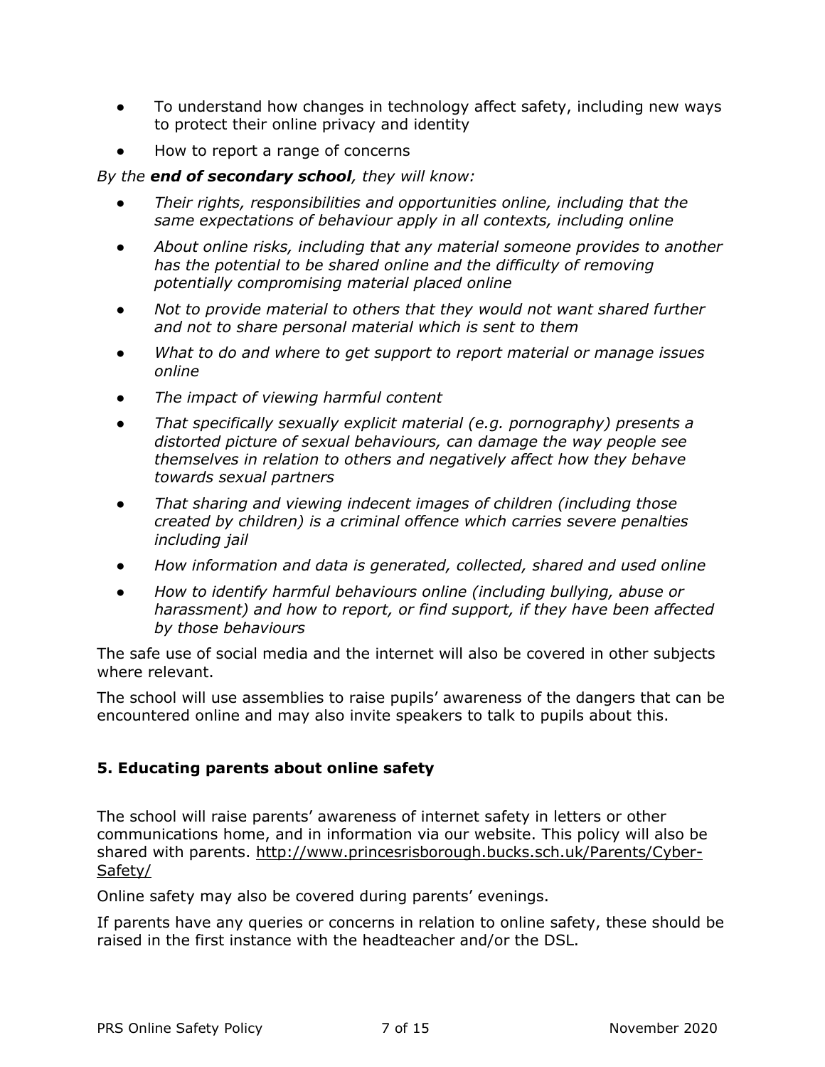- To understand how changes in technology affect safety, including new ways to protect their online privacy and identity
- How to report a range of concerns

*By the **end of secondary school**, they will know:*

- *Their rights, responsibilities and opportunities online, including that the same expectations of behaviour apply in all contexts, including online*
- *About online risks, including that any material someone provides to another has the potential to be shared online and the difficulty of removing potentially compromising material placed online*
- *Not to provide material to others that they would not want shared further and not to share personal material which is sent to them*
- *What to do and where to get support to report material or manage issues online*
- *The impact of viewing harmful content*
- *That specifically sexually explicit material (e.g. pornography) presents a distorted picture of sexual behaviours, can damage the way people see themselves in relation to others and negatively affect how they behave towards sexual partners*
- *That sharing and viewing indecent images of children (including those created by children) is a criminal offence which carries severe penalties including jail*
- *How information and data is generated, collected, shared and used online*
- *How to identify harmful behaviours online (including bullying, abuse or harassment) and how to report, or find support, if they have been affected by those behaviours*

The safe use of social media and the internet will also be covered in other subjects where relevant.

The school will use assemblies to raise pupils' awareness of the dangers that can be encountered online and may also invite speakers to talk to pupils about this.

## 5. Educating parents about online safety

The school will raise parents' awareness of internet safety in letters or other communications home, and in information via our website. This policy will also be shared with parents. http://www.princesrisborough.bucks.sch.uk/Parents/Cyber-Safety/

Online safety may also be covered during parents' evenings.

If parents have any queries or concerns in relation to online safety, these should be raised in the first instance with the headteacher and/or the DSL.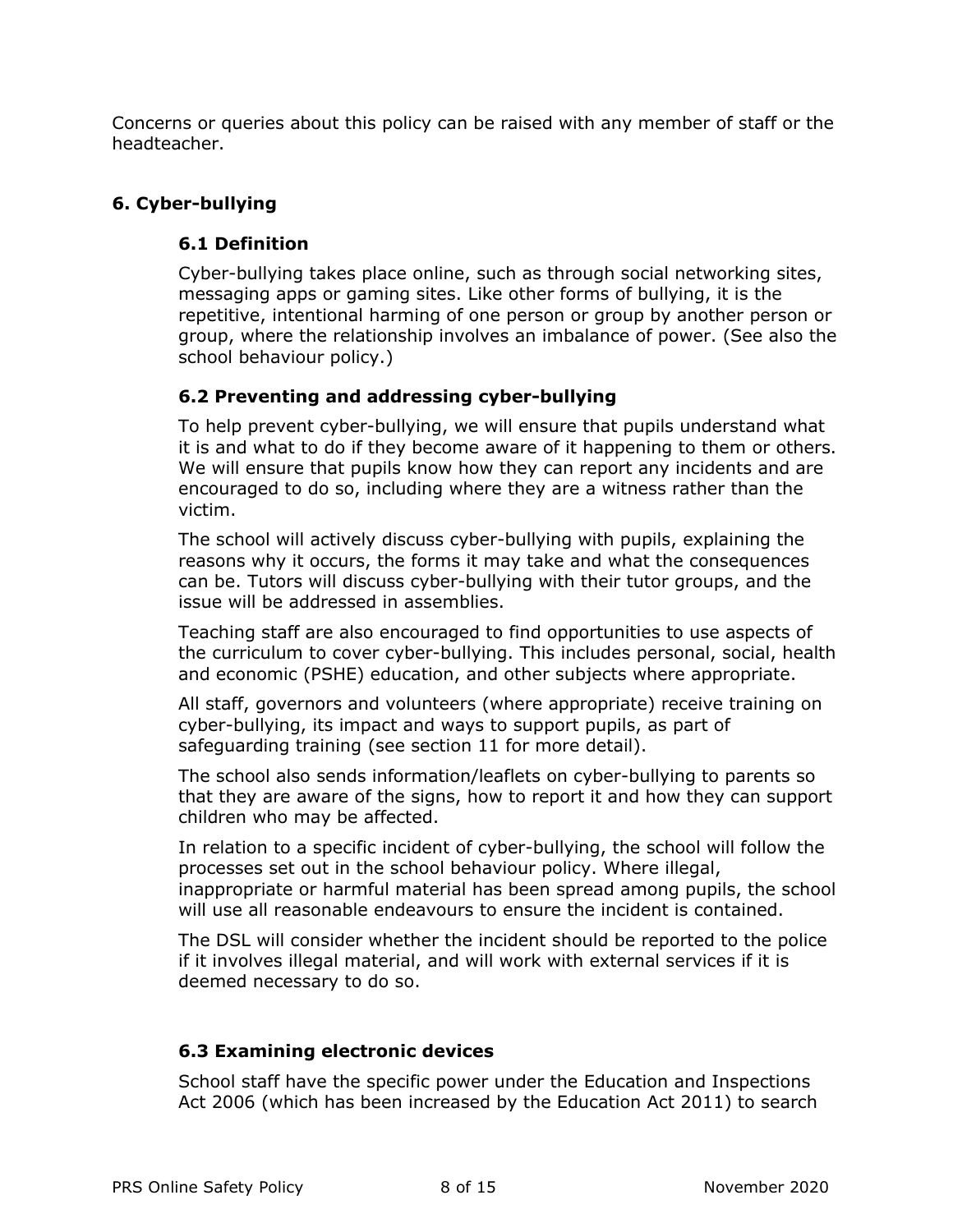Concerns or queries about this policy can be raised with any member of staff or the headteacher.

## 6. Cyber-bullying

### 6.1 Definition

Cyber-bullying takes place online, such as through social networking sites, messaging apps or gaming sites. Like other forms of bullying, it is the repetitive, intentional harming of one person or group by another person or group, where the relationship involves an imbalance of power. (See also the school behaviour policy.)

### 6.2 Preventing and addressing cyber-bullying

To help prevent cyber-bullying, we will ensure that pupils understand what it is and what to do if they become aware of it happening to them or others. We will ensure that pupils know how they can report any incidents and are encouraged to do so, including where they are a witness rather than the victim.

The school will actively discuss cyber-bullying with pupils, explaining the reasons why it occurs, the forms it may take and what the consequences can be. Tutors will discuss cyber-bullying with their tutor groups, and the issue will be addressed in assemblies.

Teaching staff are also encouraged to find opportunities to use aspects of the curriculum to cover cyber-bullying. This includes personal, social, health and economic (PSHE) education, and other subjects where appropriate.

All staff, governors and volunteers (where appropriate) receive training on cyber-bullying, its impact and ways to support pupils, as part of safeguarding training (see section 11 for more detail).

The school also sends information/leaflets on cyber-bullying to parents so that they are aware of the signs, how to report it and how they can support children who may be affected.

In relation to a specific incident of cyber-bullying, the school will follow the processes set out in the school behaviour policy. Where illegal, inappropriate or harmful material has been spread among pupils, the school will use all reasonable endeavours to ensure the incident is contained.

The DSL will consider whether the incident should be reported to the police if it involves illegal material, and will work with external services if it is deemed necessary to do so.

### 6.3 Examining electronic devices

School staff have the specific power under the Education and Inspections Act 2006 (which has been increased by the Education Act 2011) to search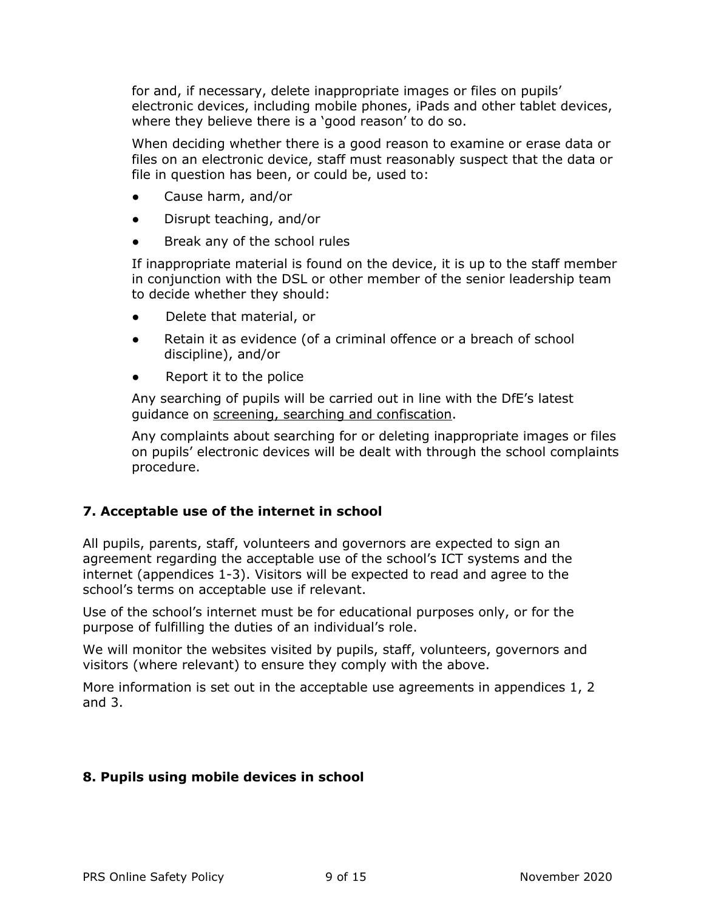for and, if necessary, delete inappropriate images or files on pupils' electronic devices, including mobile phones, iPads and other tablet devices, where they believe there is a 'good reason' to do so.

When deciding whether there is a good reason to examine or erase data or files on an electronic device, staff must reasonably suspect that the data or file in question has been, or could be, used to:

- Cause harm, and/or
- Disrupt teaching, and/or
- Break any of the school rules

If inappropriate material is found on the device, it is up to the staff member in conjunction with the DSL or other member of the senior leadership team to decide whether they should:

- Delete that material, or
- Retain it as evidence (of a criminal offence or a breach of school discipline), and/or
- Report it to the police

Any searching of pupils will be carried out in line with the DfE's latest guidance on screening, searching and confiscation.

Any complaints about searching for or deleting inappropriate images or files on pupils' electronic devices will be dealt with through the school complaints procedure.

## 7. Acceptable use of the internet in school

All pupils, parents, staff, volunteers and governors are expected to sign an agreement regarding the acceptable use of the school's ICT systems and the internet (appendices 1-3). Visitors will be expected to read and agree to the school's terms on acceptable use if relevant.

Use of the school's internet must be for educational purposes only, or for the purpose of fulfilling the duties of an individual's role.

We will monitor the websites visited by pupils, staff, volunteers, governors and visitors (where relevant) to ensure they comply with the above.

More information is set out in the acceptable use agreements in appendices 1, 2 and 3.

## 8. Pupils using mobile devices in school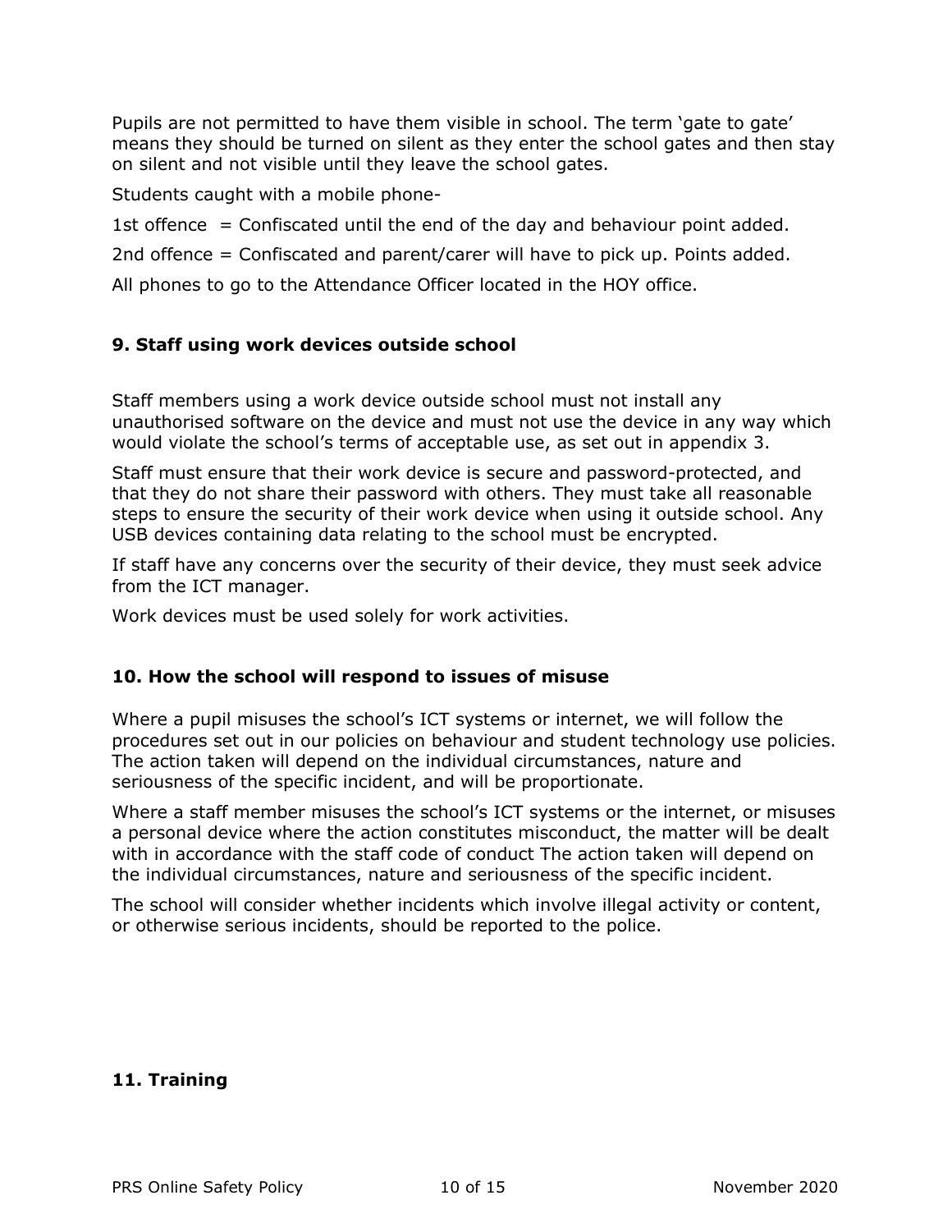Pupils are not permitted to have them visible in school. The term 'gate to gate' means they should be turned on silent as they enter the school gates and then stay on silent and not visible until they leave the school gates.

Students caught with a mobile phone-

1st offence = Confiscated until the end of the day and behaviour point added.

2nd offence = Confiscated and parent/carer will have to pick up. Points added.

All phones to go to the Attendance Officer located in the HOY office.

## 9. Staff using work devices outside school

Staff members using a work device outside school must not install any unauthorised software on the device and must not use the device in any way which would violate the school's terms of acceptable use, as set out in appendix 3.

Staff must ensure that their work device is secure and password-protected, and that they do not share their password with others. They must take all reasonable steps to ensure the security of their work device when using it outside school. Any USB devices containing data relating to the school must be encrypted.

If staff have any concerns over the security of their device, they must seek advice from the ICT manager.

Work devices must be used solely for work activities.

## 10. How the school will respond to issues of misuse

Where a pupil misuses the school's ICT systems or internet, we will follow the procedures set out in our policies on behaviour and student technology use policies. The action taken will depend on the individual circumstances, nature and seriousness of the specific incident, and will be proportionate.

Where a staff member misuses the school's ICT systems or the internet, or misuses a personal device where the action constitutes misconduct, the matter will be dealt with in accordance with the staff code of conduct The action taken will depend on the individual circumstances, nature and seriousness of the specific incident.

The school will consider whether incidents which involve illegal activity or content, or otherwise serious incidents, should be reported to the police.

## 11. Training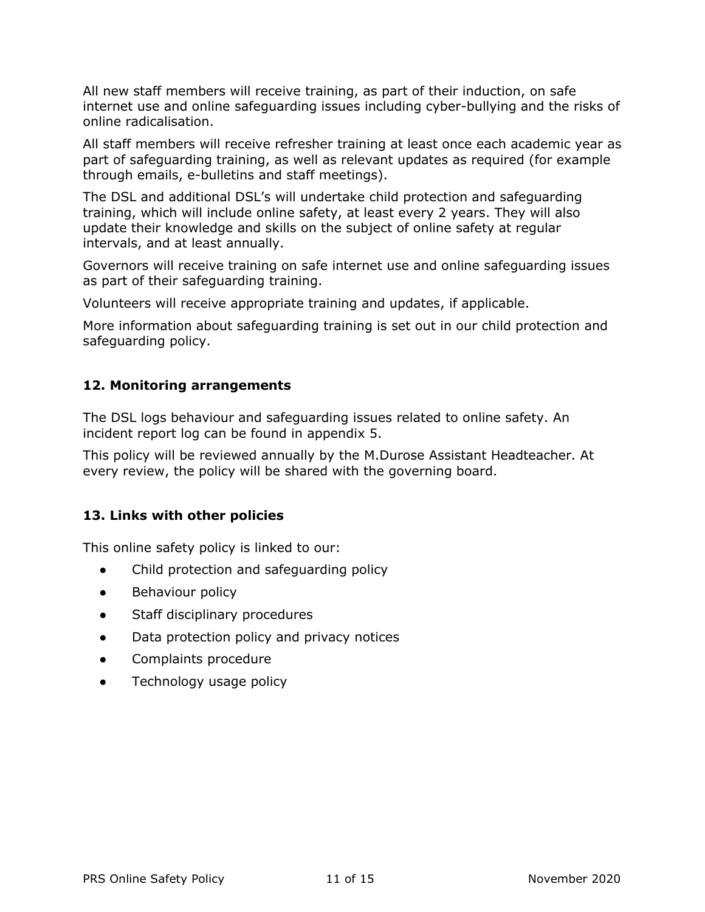All new staff members will receive training, as part of their induction, on safe internet use and online safeguarding issues including cyber-bullying and the risks of online radicalisation.

All staff members will receive refresher training at least once each academic year as part of safeguarding training, as well as relevant updates as required (for example through emails, e-bulletins and staff meetings).

The DSL and additional DSL's will undertake child protection and safeguarding training, which will include online safety, at least every 2 years. They will also update their knowledge and skills on the subject of online safety at regular intervals, and at least annually.

Governors will receive training on safe internet use and online safeguarding issues as part of their safeguarding training.

Volunteers will receive appropriate training and updates, if applicable.

More information about safeguarding training is set out in our child protection and safeguarding policy.

## 12. Monitoring arrangements

The DSL logs behaviour and safeguarding issues related to online safety. An incident report log can be found in appendix 5.

This policy will be reviewed annually by the M.Durose Assistant Headteacher. At every review, the policy will be shared with the governing board.

## 13. Links with other policies

This online safety policy is linked to our:

- Child protection and safeguarding policy
- Behaviour policy
- Staff disciplinary procedures
- Data protection policy and privacy notices
- Complaints procedure
- Technology usage policy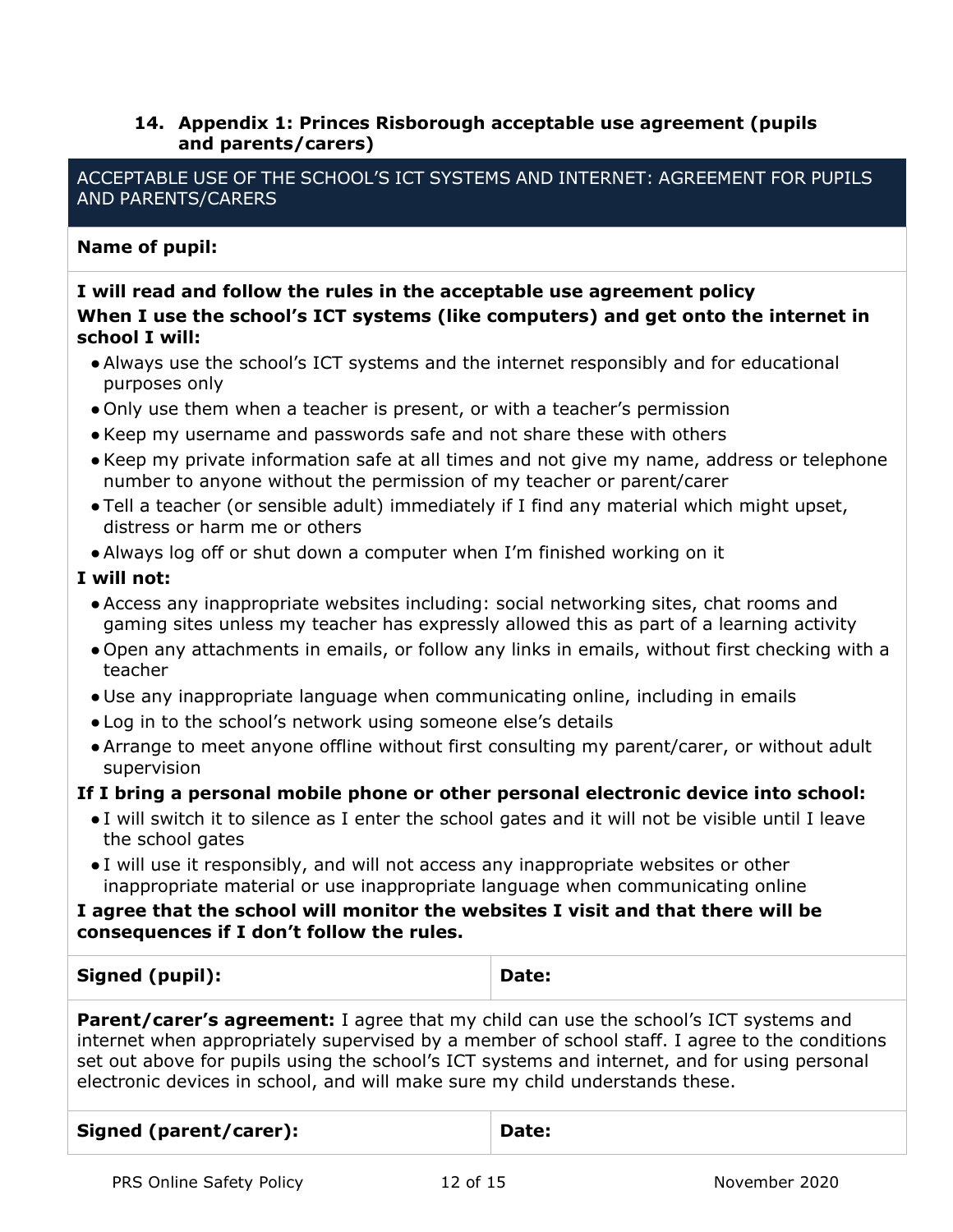## 14. Appendix 1: Princes Risborough acceptable use agreement (pupils and parents/carers)

ACCEPTABLE USE OF THE SCHOOL'S ICT SYSTEMS AND INTERNET: AGREEMENT FOR PUPILS AND PARENTS/CARERS

**Name of pupil:**

**I will read and follow the rules in the acceptable use agreement policy**

**When I use the school's ICT systems (like computers) and get onto the internet in school I will:**

- Always use the school's ICT systems and the internet responsibly and for educational purposes only
- Only use them when a teacher is present, or with a teacher's permission
- Keep my username and passwords safe and not share these with others
- Keep my private information safe at all times and not give my name, address or telephone number to anyone without the permission of my teacher or parent/carer
- Tell a teacher (or sensible adult) immediately if I find any material which might upset, distress or harm me or others
- Always log off or shut down a computer when I'm finished working on it

**I will not:**

- Access any inappropriate websites including: social networking sites, chat rooms and gaming sites unless my teacher has expressly allowed this as part of a learning activity
- Open any attachments in emails, or follow any links in emails, without first checking with a teacher
- Use any inappropriate language when communicating online, including in emails
- Log in to the school's network using someone else's details
- Arrange to meet anyone offline without first consulting my parent/carer, or without adult supervision

**If I bring a personal mobile phone or other personal electronic device into school:**

- I will switch it to silence as I enter the school gates and it will not be visible until I leave the school gates
- I will use it responsibly, and will not access any inappropriate websites or other inappropriate material or use inappropriate language when communicating online

**I agree that the school will monitor the websites I visit and that there will be consequences if I don't follow the rules.**

| Signed (pupil): | Date: |
| --- | --- |

**Parent/carer's agreement:** I agree that my child can use the school's ICT systems and internet when appropriately supervised by a member of school staff. I agree to the conditions set out above for pupils using the school's ICT systems and internet, and for using personal electronic devices in school, and will make sure my child understands these.

| Signed (parent/carer): | Date: |
| --- | --- |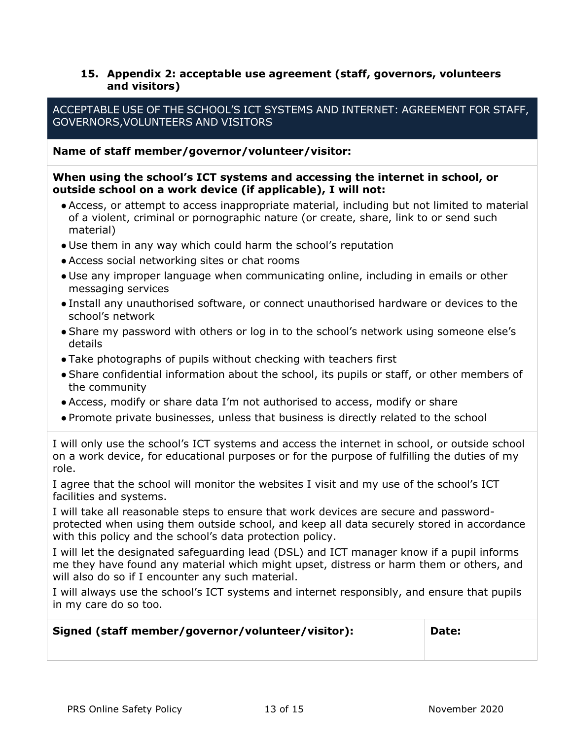## 15. Appendix 2: acceptable use agreement (staff, governors, volunteers and visitors)

ACCEPTABLE USE OF THE SCHOOL'S ICT SYSTEMS AND INTERNET: AGREEMENT FOR STAFF, GOVERNORS,VOLUNTEERS AND VISITORS

**Name of staff member/governor/volunteer/visitor:**

**When using the school's ICT systems and accessing the internet in school, or outside school on a work device (if applicable), I will not:**

- Access, or attempt to access inappropriate material, including but not limited to material of a violent, criminal or pornographic nature (or create, share, link to or send such material)
- Use them in any way which could harm the school's reputation
- Access social networking sites or chat rooms
- Use any improper language when communicating online, including in emails or other messaging services
- Install any unauthorised software, or connect unauthorised hardware or devices to the school's network
- Share my password with others or log in to the school's network using someone else's details
- Take photographs of pupils without checking with teachers first
- Share confidential information about the school, its pupils or staff, or other members of the community
- Access, modify or share data I'm not authorised to access, modify or share
- Promote private businesses, unless that business is directly related to the school

I will only use the school's ICT systems and access the internet in school, or outside school on a work device, for educational purposes or for the purpose of fulfilling the duties of my role.

I agree that the school will monitor the websites I visit and my use of the school's ICT facilities and systems.

I will take all reasonable steps to ensure that work devices are secure and password-protected when using them outside school, and keep all data securely stored in accordance with this policy and the school's data protection policy.

I will let the designated safeguarding lead (DSL) and ICT manager know if a pupil informs me they have found any material which might upset, distress or harm them or others, and will also do so if I encounter any such material.

I will always use the school's ICT systems and internet responsibly, and ensure that pupils in my care do so too.

| **Signed (staff member/governor/volunteer/visitor):** | **Date:** |
| --- | --- |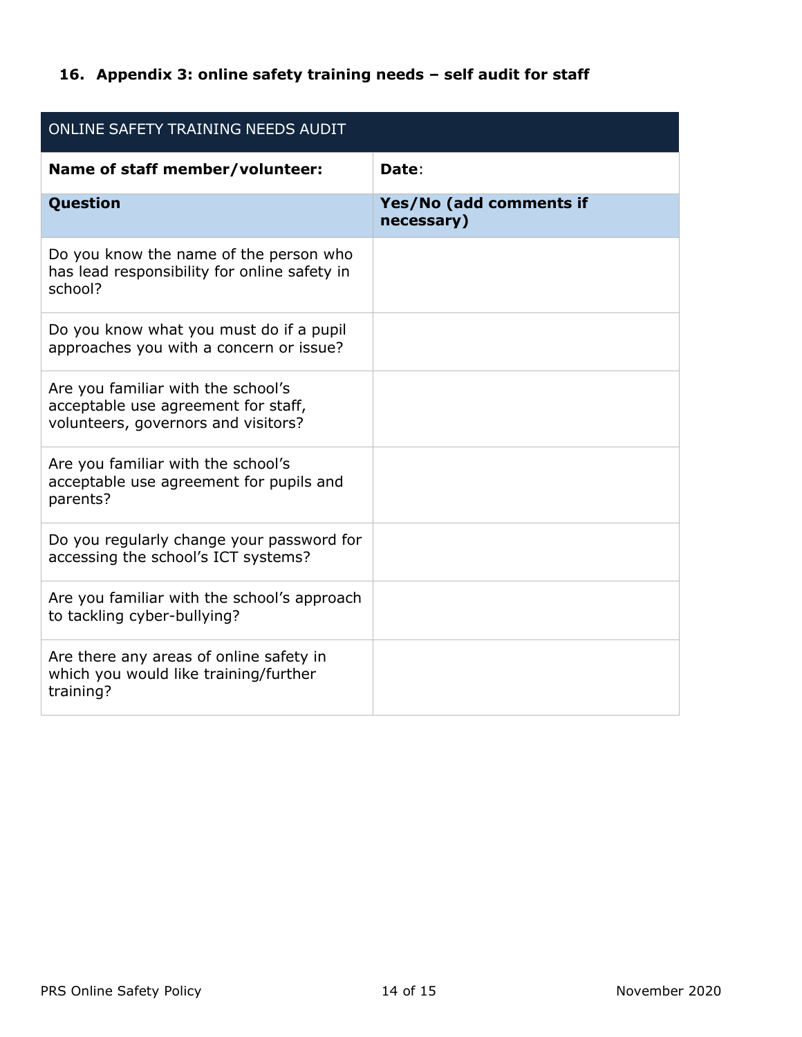## 16. Appendix 3: online safety training needs – self audit for staff

| ONLINE SAFETY TRAINING NEEDS AUDIT | |
|---|---|
| **Name of staff member/volunteer:** | **Date**: |
| **Question** | **Yes/No (add comments if necessary)** |
| Do you know the name of the person who has lead responsibility for online safety in school? | |
| Do you know what you must do if a pupil approaches you with a concern or issue? | |
| Are you familiar with the school's acceptable use agreement for staff, volunteers, governors and visitors? | |
| Are you familiar with the school's acceptable use agreement for pupils and parents? | |
| Do you regularly change your password for accessing the school's ICT systems? | |
| Are you familiar with the school's approach to tackling cyber-bullying? | |
| Are there any areas of online safety in which you would like training/further training? | |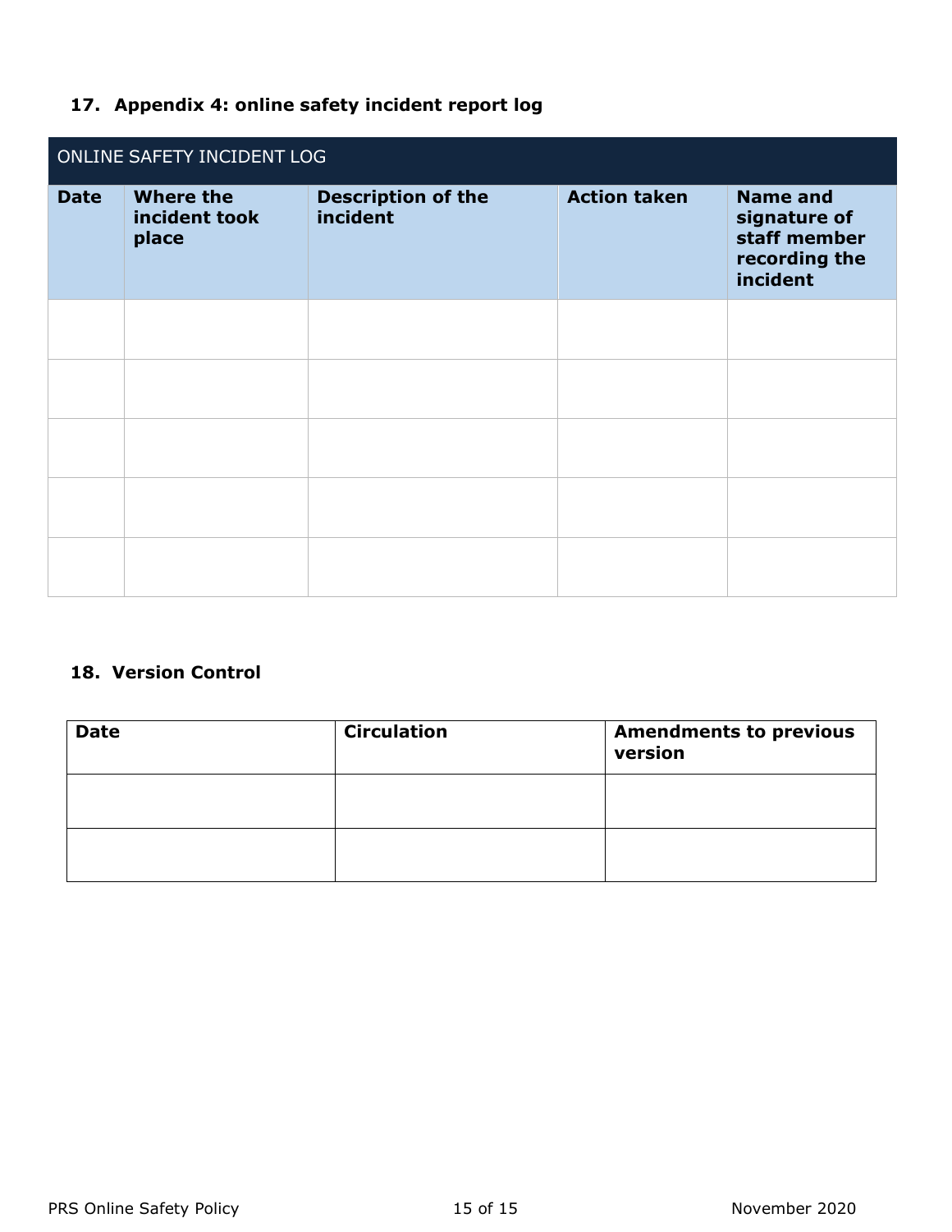## 17. Appendix 4: online safety incident report log

| ONLINE SAFETY INCIDENT LOG | | | | |
|---|---|---|---|---|
| **Date** | **Where the incident took place** | **Description of the incident** | **Action taken** | **Name and signature of staff member recording the incident** |
| | | | | |
| | | | | |
| | | | | |
| | | | | |
| | | | | |

## 18. Version Control

| Date | Circulation | Amendments to previous version |
|---|---|---|
| | | |
| | | |